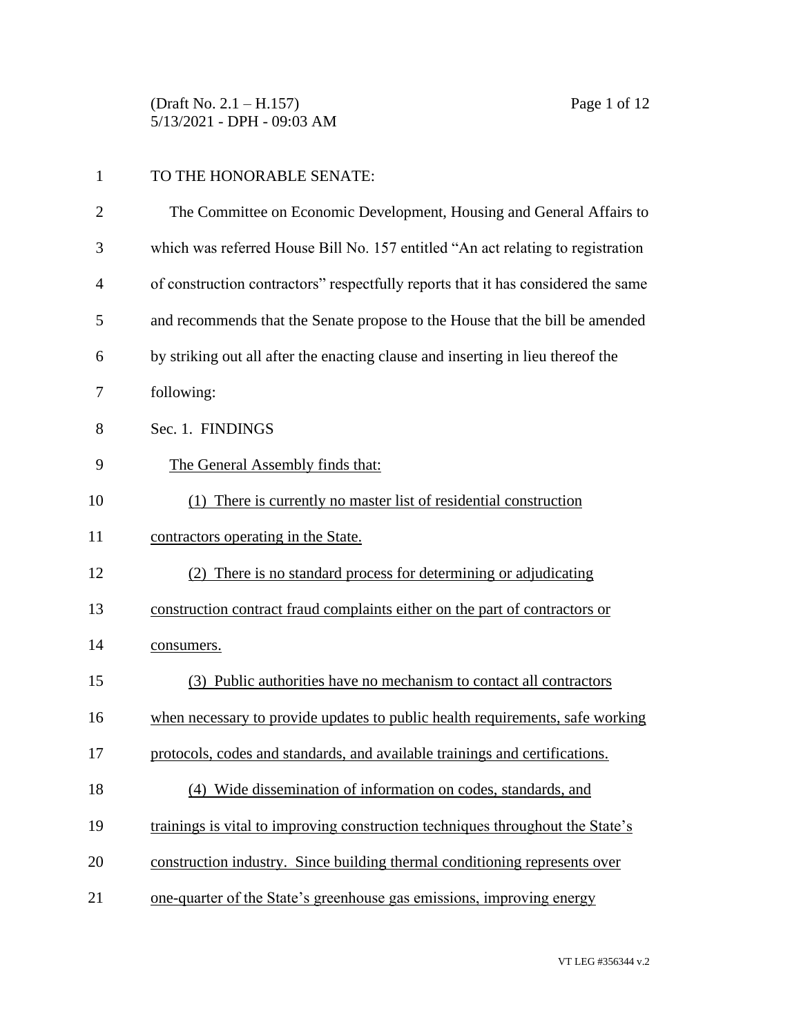TO THE HONORABLE SENATE:

The Committee on Economic Development, Housing and General Affairs to which was referred House Bill No. 157 entitled "An act relating to registration of construction contractors" respectfully reports that it has considered the same and recommends that the Senate propose to the House that the bill be amended by striking out all after the enacting clause and inserting in lieu thereof the following:

Sec. 1. FINDINGS

The General Assembly finds that:

(1) There is currently no master list of residential construction contractors operating in the State.

(2) There is no standard process for determining or adjudicating construction contract fraud complaints either on the part of contractors or consumers.

(3) Public authorities have no mechanism to contact all contractors when necessary to provide updates to public health requirements, safe working protocols, codes and standards, and available trainings and certifications.

(4) Wide dissemination of information on codes, standards, and trainings is vital to improving construction techniques throughout the State's construction industry. Since building thermal conditioning represents over one-quarter of the State's greenhouse gas emissions, improving energy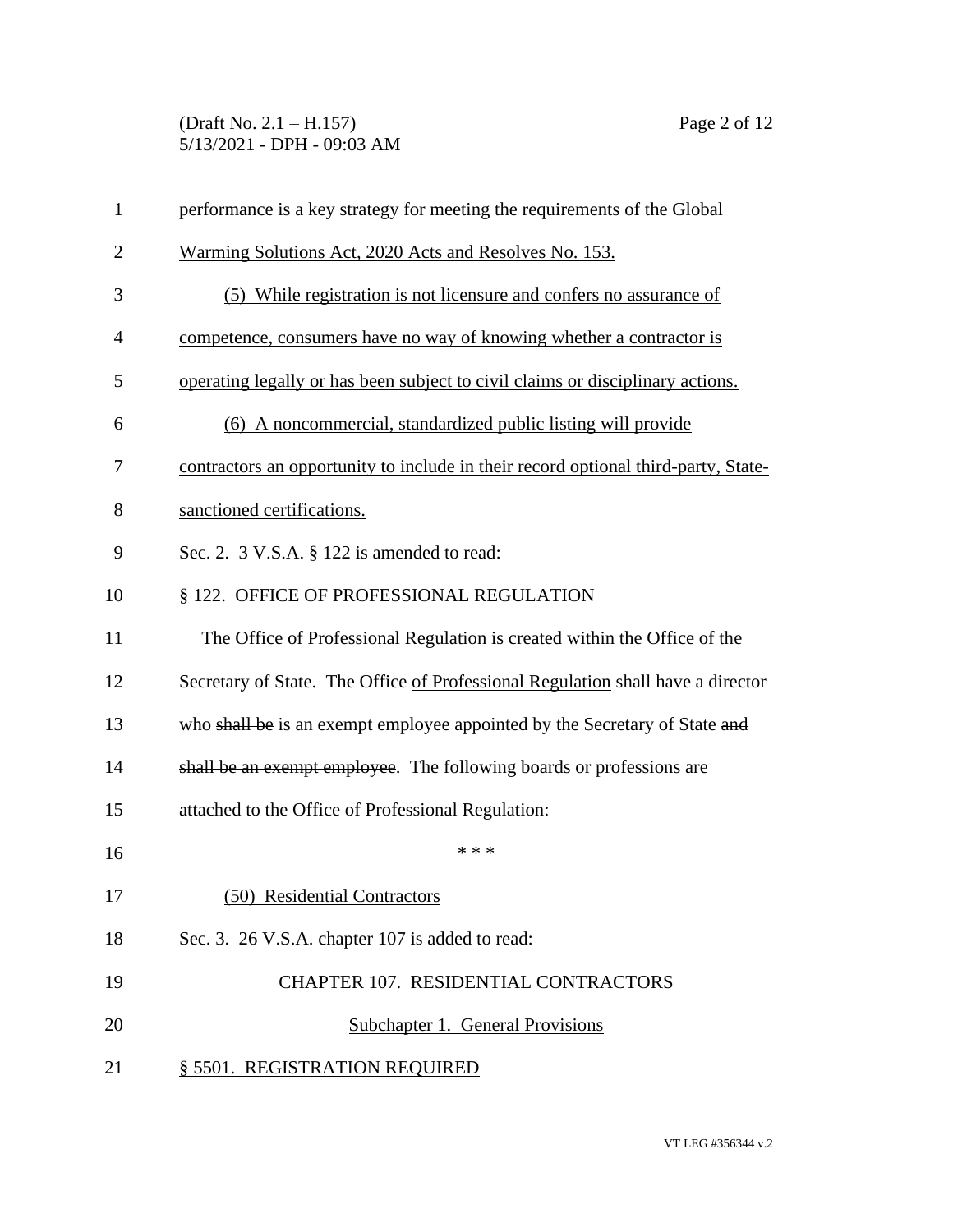performance is a key strategy for meeting the requirements of the Global Warming Solutions Act, 2020 Acts and Resolves No. 153.

(5) While registration is not licensure and confers no assurance of competence, consumers have no way of knowing whether a contractor is operating legally or has been subject to civil claims or disciplinary actions.

(6) A noncommercial, standardized public listing will provide contractors an opportunity to include in their record optional third-party, State-sanctioned certifications.

Sec. 2. 3 V.S.A. § 122 is amended to read:

§ 122. OFFICE OF PROFESSIONAL REGULATION

The Office of Professional Regulation is created within the Office of the Secretary of State. The Office of Professional Regulation shall have a director who ~~shall be~~ is an exempt employee appointed by the Secretary of State ~~and shall be an exempt employee~~. The following boards or professions are attached to the Office of Professional Regulation:

\* \* \*

(50) Residential Contractors

Sec. 3. 26 V.S.A. chapter 107 is added to read:

CHAPTER 107. RESIDENTIAL CONTRACTORS

Subchapter 1. General Provisions

§ 5501. REGISTRATION REQUIRED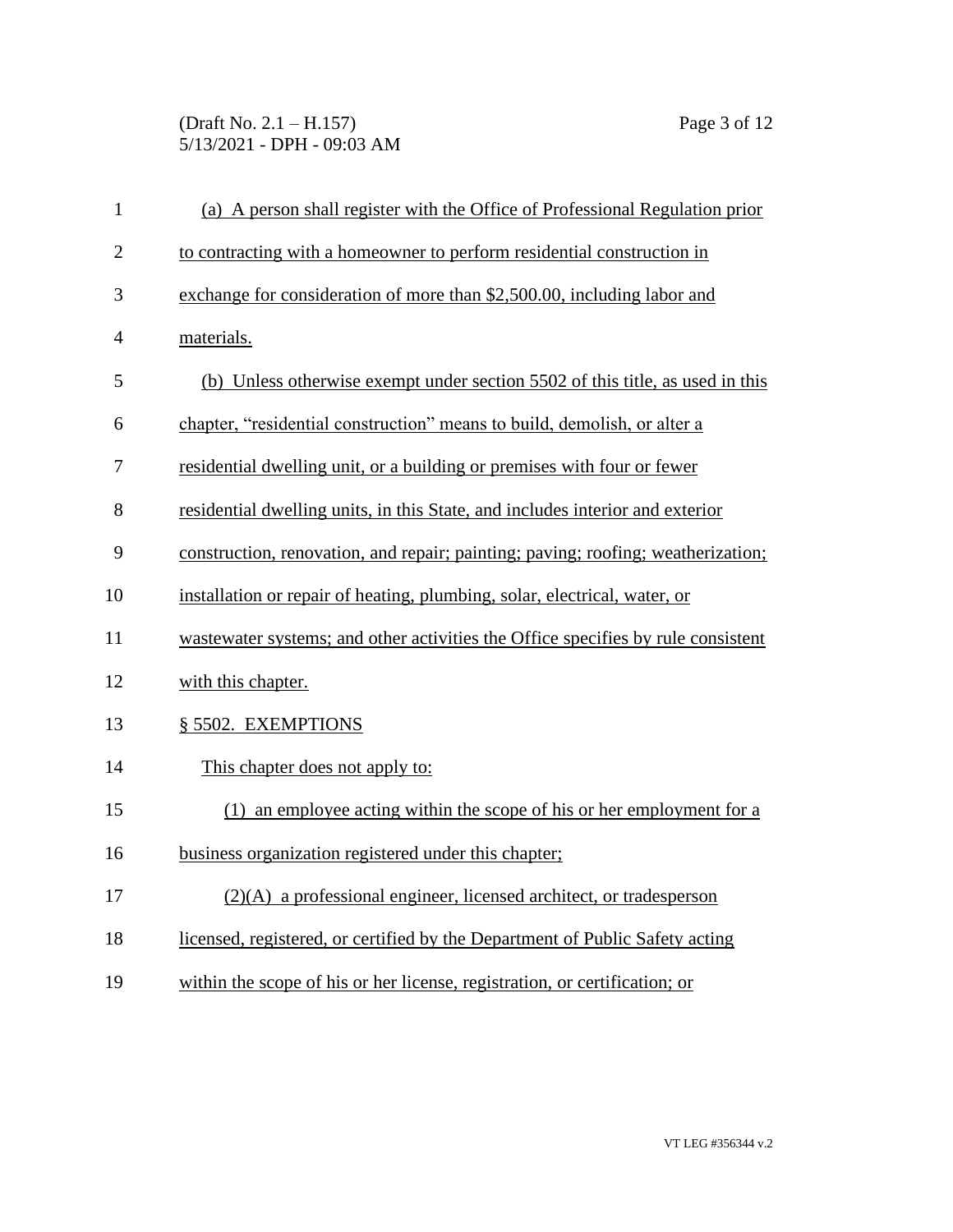(a) A person shall register with the Office of Professional Regulation prior to contracting with a homeowner to perform residential construction in exchange for consideration of more than $2,500.00, including labor and materials.

(b) Unless otherwise exempt under section 5502 of this title, as used in this chapter, "residential construction" means to build, demolish, or alter a residential dwelling unit, or a building or premises with four or fewer residential dwelling units, in this State, and includes interior and exterior construction, renovation, and repair; painting; paving; roofing; weatherization; installation or repair of heating, plumbing, solar, electrical, water, or wastewater systems; and other activities the Office specifies by rule consistent with this chapter.

§ 5502. EXEMPTIONS

This chapter does not apply to:

(1) an employee acting within the scope of his or her employment for a business organization registered under this chapter;

(2)(A) a professional engineer, licensed architect, or tradesperson licensed, registered, or certified by the Department of Public Safety acting within the scope of his or her license, registration, or certification; or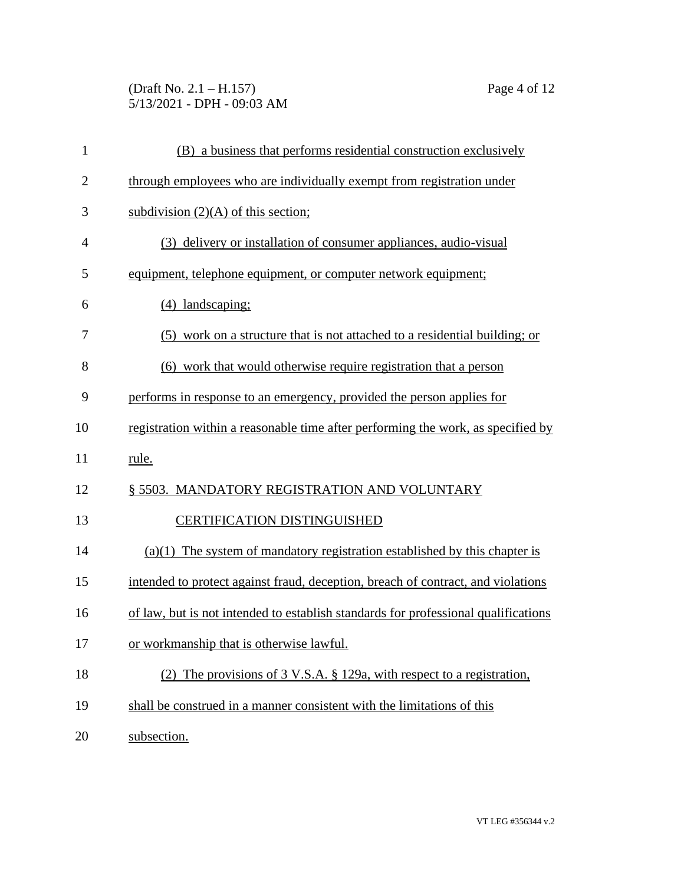(B) a business that performs residential construction exclusively through employees who are individually exempt from registration under subdivision (2)(A) of this section;

(3) delivery or installation of consumer appliances, audio-visual equipment, telephone equipment, or computer network equipment;

(4) landscaping;

(5) work on a structure that is not attached to a residential building; or

(6) work that would otherwise require registration that a person performs in response to an emergency, provided the person applies for registration within a reasonable time after performing the work, as specified by rule.

§ 5503. MANDATORY REGISTRATION AND VOLUNTARY CERTIFICATION DISTINGUISHED

(a)(1) The system of mandatory registration established by this chapter is intended to protect against fraud, deception, breach of contract, and violations of law, but is not intended to establish standards for professional qualifications or workmanship that is otherwise lawful.

(2) The provisions of 3 V.S.A. § 129a, with respect to a registration, shall be construed in a manner consistent with the limitations of this subsection.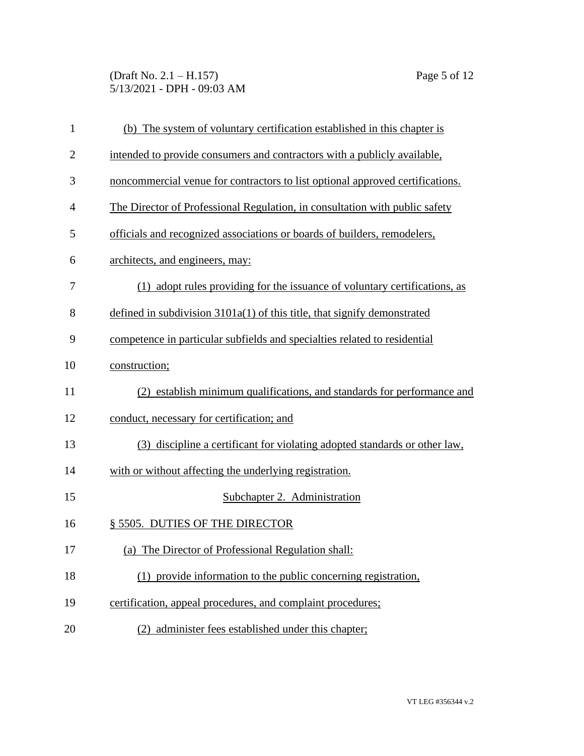(b) The system of voluntary certification established in this chapter is intended to provide consumers and contractors with a publicly available, noncommercial venue for contractors to list optional approved certifications. The Director of Professional Regulation, in consultation with public safety officials and recognized associations or boards of builders, remodelers, architects, and engineers, may:

(1) adopt rules providing for the issuance of voluntary certifications, as defined in subdivision 3101a(1) of this title, that signify demonstrated competence in particular subfields and specialties related to residential construction;

(2) establish minimum qualifications, and standards for performance and conduct, necessary for certification; and

(3) discipline a certificant for violating adopted standards or other law, with or without affecting the underlying registration.

## Subchapter 2. Administration

### § 5505. DUTIES OF THE DIRECTOR

(a) The Director of Professional Regulation shall:

(1) provide information to the public concerning registration, certification, appeal procedures, and complaint procedures;

(2) administer fees established under this chapter;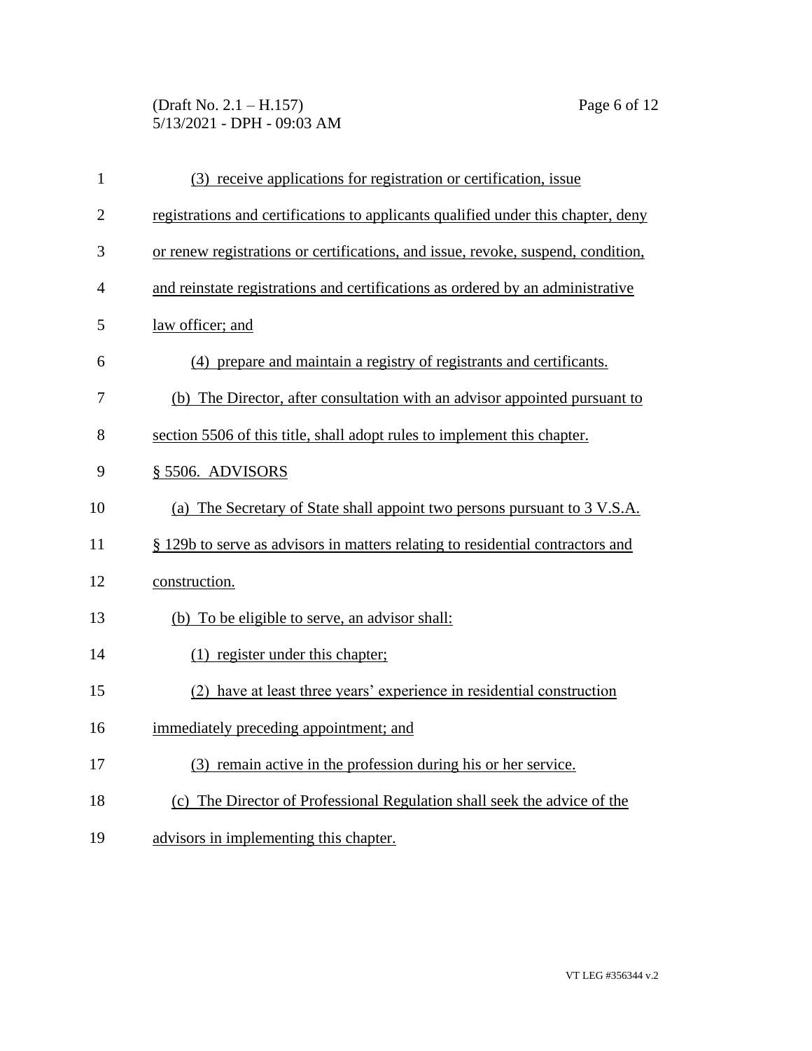(3) receive applications for registration or certification, issue registrations and certifications to applicants qualified under this chapter, deny or renew registrations or certifications, and issue, revoke, suspend, condition, and reinstate registrations and certifications as ordered by an administrative law officer; and

(4) prepare and maintain a registry of registrants and certificants.

(b) The Director, after consultation with an advisor appointed pursuant to section 5506 of this title, shall adopt rules to implement this chapter.

§ 5506. ADVISORS

(a) The Secretary of State shall appoint two persons pursuant to 3 V.S.A. § 129b to serve as advisors in matters relating to residential contractors and construction.

(b) To be eligible to serve, an advisor shall:

(1) register under this chapter;

(2) have at least three years' experience in residential construction immediately preceding appointment; and

(3) remain active in the profession during his or her service.

(c) The Director of Professional Regulation shall seek the advice of the advisors in implementing this chapter.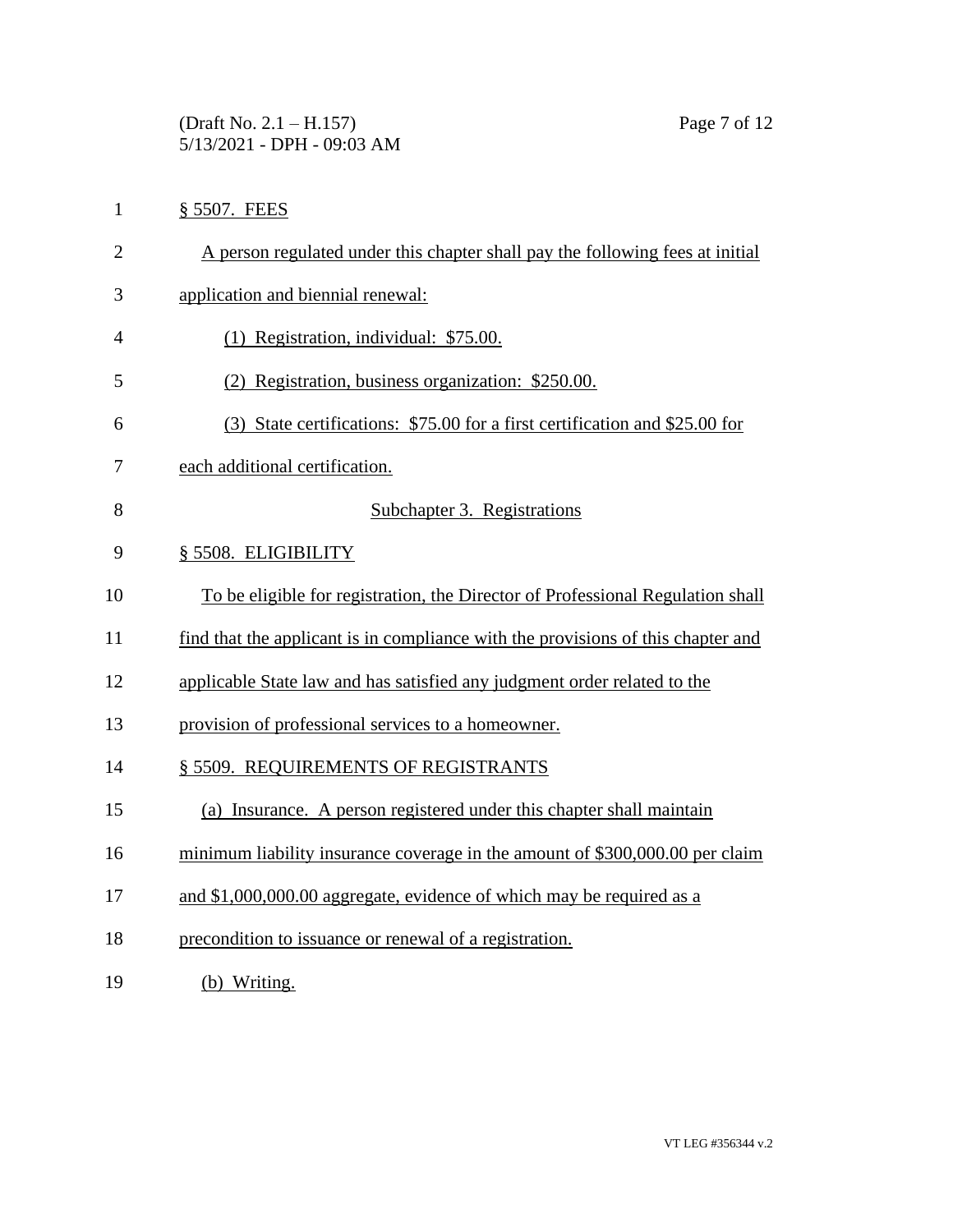§ 5507. FEES

A person regulated under this chapter shall pay the following fees at initial application and biennial renewal:

(1) Registration, individual: $75.00.

(2) Registration, business organization: $250.00.

(3) State certifications: $75.00 for a first certification and $25.00 for each additional certification.

Subchapter 3. Registrations

§ 5508. ELIGIBILITY

To be eligible for registration, the Director of Professional Regulation shall find that the applicant is in compliance with the provisions of this chapter and applicable State law and has satisfied any judgment order related to the provision of professional services to a homeowner.

§ 5509. REQUIREMENTS OF REGISTRANTS

(a) Insurance. A person registered under this chapter shall maintain minimum liability insurance coverage in the amount of $300,000.00 per claim and $1,000,000.00 aggregate, evidence of which may be required as a precondition to issuance or renewal of a registration.

(b) Writing.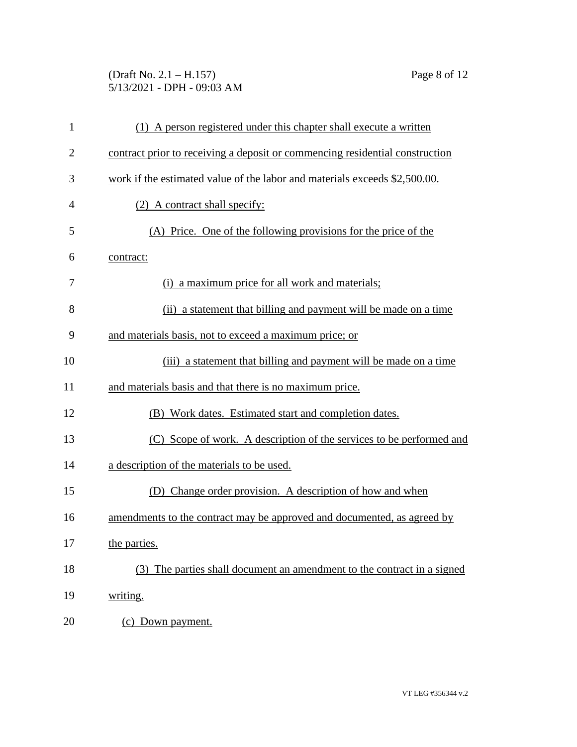(1) A person registered under this chapter shall execute a written contract prior to receiving a deposit or commencing residential construction work if the estimated value of the labor and materials exceeds $2,500.00.

(2) A contract shall specify:

(A) Price. One of the following provisions for the price of the contract:

(i) a maximum price for all work and materials;

(ii) a statement that billing and payment will be made on a time and materials basis, not to exceed a maximum price; or

(iii) a statement that billing and payment will be made on a time and materials basis and that there is no maximum price.

(B) Work dates. Estimated start and completion dates.

(C) Scope of work. A description of the services to be performed and a description of the materials to be used.

(D) Change order provision. A description of how and when amendments to the contract may be approved and documented, as agreed by the parties.

(3) The parties shall document an amendment to the contract in a signed writing.

(c) Down payment.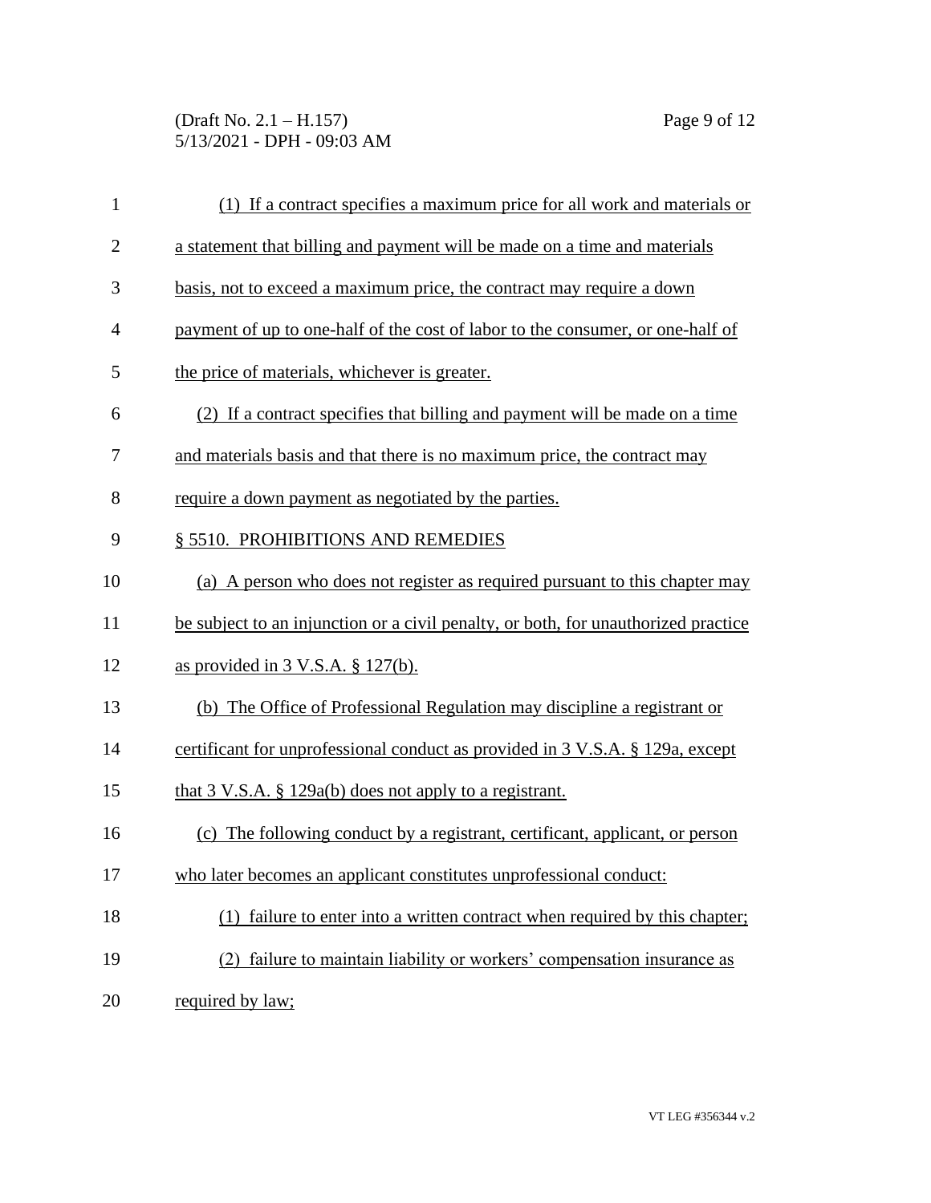(1) If a contract specifies a maximum price for all work and materials or a statement that billing and payment will be made on a time and materials basis, not to exceed a maximum price, the contract may require a down payment of up to one-half of the cost of labor to the consumer, or one-half of the price of materials, whichever is greater.

(2) If a contract specifies that billing and payment will be made on a time and materials basis and that there is no maximum price, the contract may require a down payment as negotiated by the parties.

§ 5510. PROHIBITIONS AND REMEDIES

(a) A person who does not register as required pursuant to this chapter may be subject to an injunction or a civil penalty, or both, for unauthorized practice as provided in 3 V.S.A. § 127(b).

(b) The Office of Professional Regulation may discipline a registrant or certificant for unprofessional conduct as provided in 3 V.S.A. § 129a, except that 3 V.S.A. § 129a(b) does not apply to a registrant.

(c) The following conduct by a registrant, certificant, applicant, or person who later becomes an applicant constitutes unprofessional conduct:

(1) failure to enter into a written contract when required by this chapter;

(2) failure to maintain liability or workers' compensation insurance as required by law;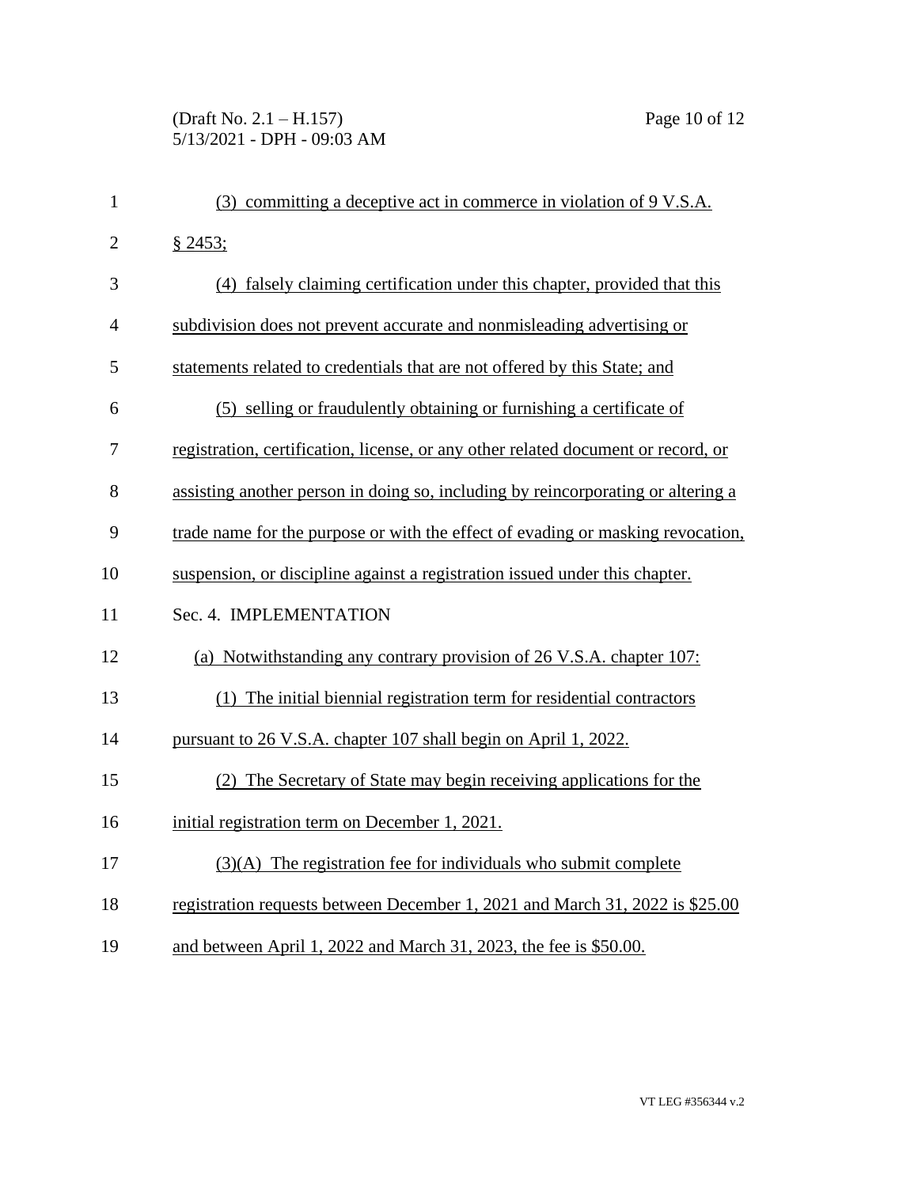(3) committing a deceptive act in commerce in violation of 9 V.S.A. § 2453;

(4) falsely claiming certification under this chapter, provided that this subdivision does not prevent accurate and nonmisleading advertising or statements related to credentials that are not offered by this State; and

(5) selling or fraudulently obtaining or furnishing a certificate of registration, certification, license, or any other related document or record, or assisting another person in doing so, including by reincorporating or altering a trade name for the purpose or with the effect of evading or masking revocation, suspension, or discipline against a registration issued under this chapter.

Sec. 4. IMPLEMENTATION

(a) Notwithstanding any contrary provision of 26 V.S.A. chapter 107:

(1) The initial biennial registration term for residential contractors pursuant to 26 V.S.A. chapter 107 shall begin on April 1, 2022.

(2) The Secretary of State may begin receiving applications for the initial registration term on December 1, 2021.

(3)(A) The registration fee for individuals who submit complete registration requests between December 1, 2021 and March 31, 2022 is $25.00 and between April 1, 2022 and March 31, 2023, the fee is $50.00.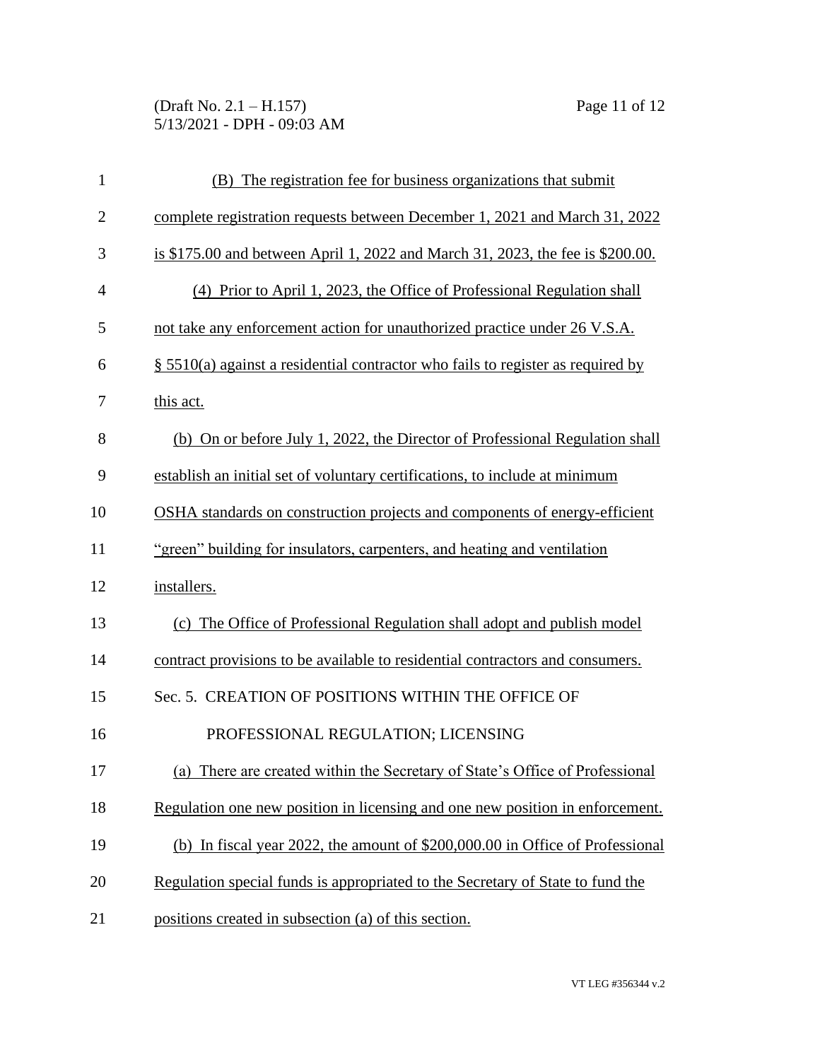(B) The registration fee for business organizations that submit complete registration requests between December 1, 2021 and March 31, 2022 is $175.00 and between April 1, 2022 and March 31, 2023, the fee is $200.00.

(4) Prior to April 1, 2023, the Office of Professional Regulation shall not take any enforcement action for unauthorized practice under 26 V.S.A. § 5510(a) against a residential contractor who fails to register as required by this act.

(b) On or before July 1, 2022, the Director of Professional Regulation shall establish an initial set of voluntary certifications, to include at minimum OSHA standards on construction projects and components of energy-efficient "green" building for insulators, carpenters, and heating and ventilation installers.

(c) The Office of Professional Regulation shall adopt and publish model contract provisions to be available to residential contractors and consumers.

Sec. 5. CREATION OF POSITIONS WITHIN THE OFFICE OF PROFESSIONAL REGULATION; LICENSING

(a) There are created within the Secretary of State's Office of Professional Regulation one new position in licensing and one new position in enforcement.

(b) In fiscal year 2022, the amount of $200,000.00 in Office of Professional Regulation special funds is appropriated to the Secretary of State to fund the positions created in subsection (a) of this section.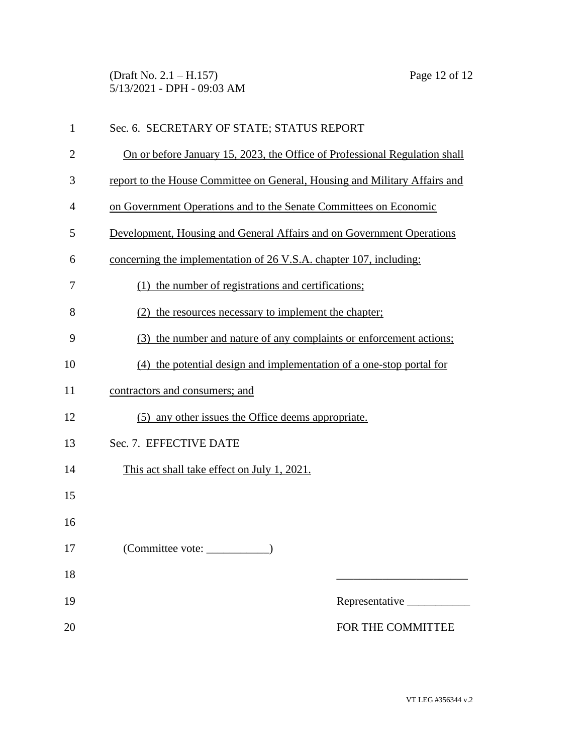Sec. 6. SECRETARY OF STATE; STATUS REPORT

On or before January 15, 2023, the Office of Professional Regulation shall report to the House Committee on General, Housing and Military Affairs and on Government Operations and to the Senate Committees on Economic Development, Housing and General Affairs and on Government Operations concerning the implementation of 26 V.S.A. chapter 107, including:

(1) the number of registrations and certifications;

(2) the resources necessary to implement the chapter;

(3) the number and nature of any complaints or enforcement actions;

(4) the potential design and implementation of a one-stop portal for contractors and consumers; and

(5) any other issues the Office deems appropriate.

Sec. 7. EFFECTIVE DATE

This act shall take effect on July 1, 2021.

(Committee vote: ___________)

_______________________

Representative ___________

FOR THE COMMITTEE